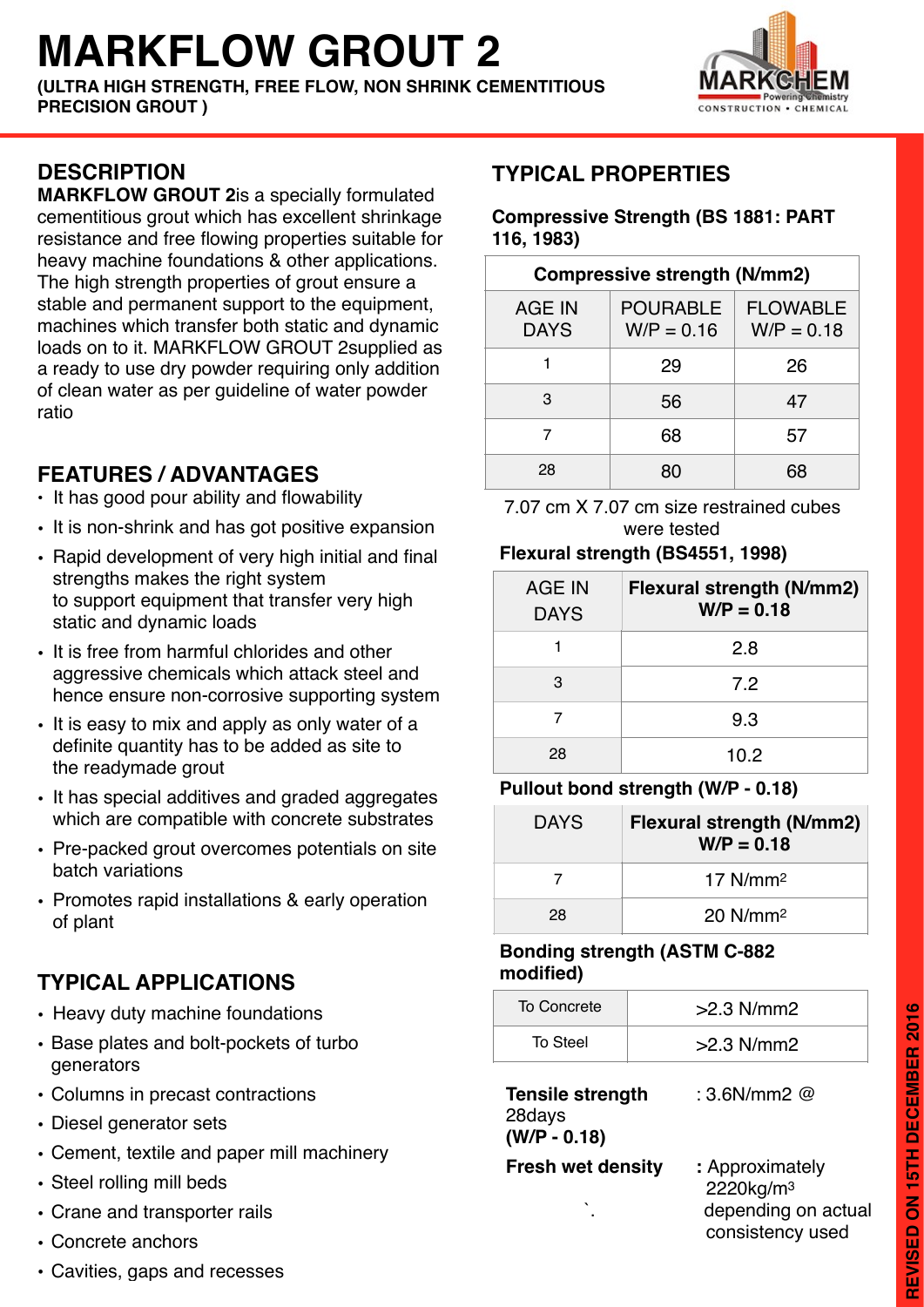# MARKFLOW GROUT 2

**(ULTRA HIGH STRENGTH, FREE FLOW, NON SHRINK CEMENTITIOUS PRECISION GROUT )**

## DESCRIPTION

**MARKFLOW GROUT 2**is a specially formulated cementitious grout which has excellent shrinkage resistance and free flowing properties suitable for heavy machine foundations & other applications. The high strength properties of grout ensure a stable and permanent support to the equipment, machines which transfer both static and dynamic loads on to it. MARKFLOW GROUT 2supplied as a ready to use dry powder requiring only addition of clean water as per guideline of water powder ratio

## FEATURES / ADVANTAGES

- It has good pour ability and flowability
- It is non-shrink and has got positive expansion
- Rapid development of very high initial and final strengths makes the right system to support equipment that transfer very high static and dynamic loads
- It is free from harmful chlorides and other aggressive chemicals which attack steel and hence ensure non-corrosive supporting system
- It is easy to mix and apply as only water of a definite quantity has to be added as site to the readymade grout
- It has special additives and graded aggregates which are compatible with concrete substrates
- Pre-packed grout overcomes potentials on site batch variations
- Promotes rapid installations & early operation of plant

## TYPICAL APPLICATIONS

- Heavy duty machine foundations
- Base plates and bolt-pockets of turbo generators
- Columns in precast contractions
- Diesel generator sets
- Cement, textile and paper mill machinery
- Steel rolling mill beds
- Crane and transporter rails
- Concrete anchors
- Cavities, gaps and recesses

## TYPICAL PROPERTIES

**Compressive Strength (BS 1881: PART 116, 1983)**

| Compressive strength (N/mm2) | | |
|---|---|---|
| AGE IN DAYS | POURABLE W/P = 0.16 | FLOWABLE W/P = 0.18 |
| 1 | 29 | 26 |
| 3 | 56 | 47 |
| 7 | 68 | 57 |
| 28 | 80 | 68 |

7.07 cm X 7.07 cm size restrained cubes were tested

**Flexural strength (BS4551, 1998)**

| AGE IN DAYS | Flexural strength (N/mm2) W/P = 0.18 |
|---|---|
| 1 | 2.8 |
| 3 | 7.2 |
| 7 | 9.3 |
| 28 | 10.2 |

**Pullout bond strength (W/P - 0.18)**

| DAYS | Flexural strength (N/mm2) W/P = 0.18 |
|---|---|
| 7 | 17 N/mm$^2$ |
| 28 | 20 N/mm$^2$ |

**Bonding strength (ASTM C-882 modified)**

| | |
|---|---|
| To Concrete | >2.3 N/mm2 |
| To Steel | >2.3 N/mm2 |

**Tensile strength** 28days **(W/P - 0.18)** : 3.6N/mm2 @

**Fresh wet density** **:** Approximately 2220kg/m$^3$ depending on actual consistency used

REVISED ON 15TH DECEMBER 2016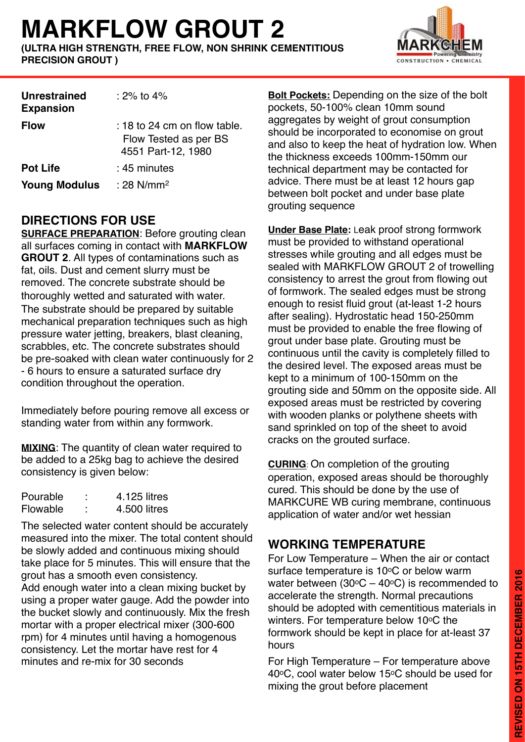# MARKFLOW GROUT 2

**(ULTRA HIGH STRENGTH, FREE FLOW, NON SHRINK CEMENTITIOUS PRECISION GROUT )**

| | |
|---|---|
| **Unrestrained Expansion** | : 2% to 4% |
| **Flow** | : 18 to 24 cm on flow table. Flow Tested as per BS 4551 Part-12, 1980 |
| **Pot Life** | : 45 minutes |
| **Young Modulus** | : 28 N/mm$^2$ |

## DIRECTIONS FOR USE

**SURFACE PREPARATION**: Before grouting clean all surfaces coming in contact with **MARKFLOW GROUT 2**. All types of contaminations such as fat, oils. Dust and cement slurry must be removed. The concrete substrate should be thoroughly wetted and saturated with water. The substrate should be prepared by suitable mechanical preparation techniques such as high pressure water jetting, breakers, blast cleaning, scrabbles, etc. The concrete substrates should be pre-soaked with clean water continuously for 2 - 6 hours to ensure a saturated surface dry condition throughout the operation.

Immediately before pouring remove all excess or standing water from within any formwork.

**MIXING**: The quantity of clean water required to be added to a 25kg bag to achieve the desired consistency is given below:

| | | |
|---|---|---|
| Pourable | : | 4.125 litres |
| Flowable | : | 4.500 litres |

The selected water content should be accurately measured into the mixer. The total content should be slowly added and continuous mixing should take place for 5 minutes. This will ensure that the grout has a smooth even consistency.
Add enough water into a clean mixing bucket by using a proper water gauge. Add the powder into the bucket slowly and continuously. Mix the fresh mortar with a proper electrical mixer (300-600 rpm) for 4 minutes until having a homogenous consistency. Let the mortar have rest for 4 minutes and re-mix for 30 seconds

**Bolt Pockets:** Depending on the size of the bolt pockets, 50-100% clean 10mm sound aggregates by weight of grout consumption should be incorporated to economise on grout and also to keep the heat of hydration low. When the thickness exceeds 100mm-150mm our technical department may be contacted for advice. There must be at least 12 hours gap between bolt pocket and under base plate grouting sequence

**Under Base Plate:** Leak proof strong formwork must be provided to withstand operational stresses while grouting and all edges must be sealed with MARKFLOW GROUT 2 of trowelling consistency to arrest the grout from flowing out of formwork. The sealed edges must be strong enough to resist fluid grout (at-least 1-2 hours after sealing). Hydrostatic head 150-250mm must be provided to enable the free flowing of grout under base plate. Grouting must be continuous until the cavity is completely filled to the desired level. The exposed areas must be kept to a minimum of 100-150mm on the grouting side and 50mm on the opposite side. All exposed areas must be restricted by covering with wooden planks or polythene sheets with sand sprinkled on top of the sheet to avoid cracks on the grouted surface.

**CURING**: On completion of the grouting operation, exposed areas should be thoroughly cured. This should be done by the use of MARKCURE WB curing membrane, continuous application of water and/or wet hessian

## WORKING TEMPERATURE

For Low Temperature – When the air or contact surface temperature is 10°C or below warm water between (30°C – 40°C) is recommended to accelerate the strength. Normal precautions should be adopted with cementitious materials in winters. For temperature below 10°C the formwork should be kept in place for at-least 37 hours

For High Temperature – For temperature above 40°C, cool water below 15°C should be used for mixing the grout before placement

REVISED ON 15TH DECEMBER 2016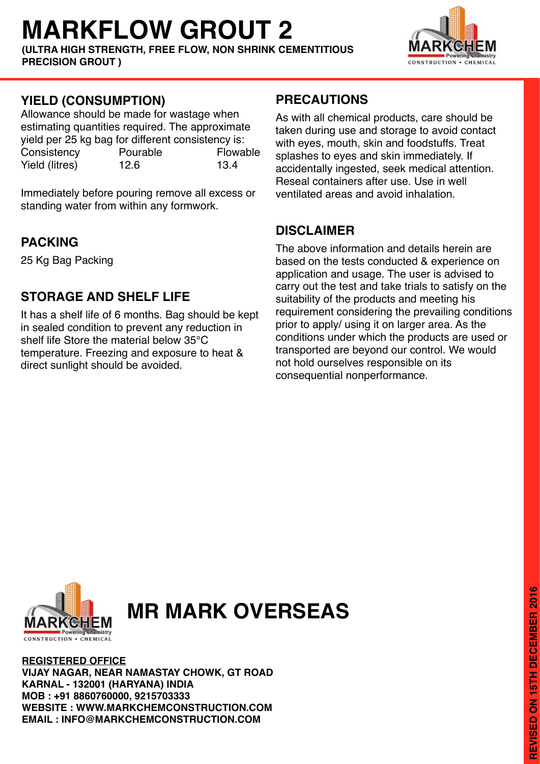# MARKFLOW GROUT 2

**(ULTRA HIGH STRENGTH, FREE FLOW, NON SHRINK CEMENTITIOUS PRECISION GROUT )**

## YIELD (CONSUMPTION)

Allowance should be made for wastage when estimating quantities required. The approximate yield per 25 kg bag for different consistency is:

| Consistency | Pourable | Flowable |
|---|---|---|
| Yield (litres) | 12.6 | 13.4 |

Immediately before pouring remove all excess or standing water from within any formwork.

## PACKING

25 Kg Bag Packing

## STORAGE AND SHELF LIFE

It has a shelf life of 6 months. Bag should be kept in sealed condition to prevent any reduction in shelf life Store the material below 35°C temperature. Freezing and exposure to heat & direct sunlight should be avoided.

## PRECAUTIONS

As with all chemical products, care should be taken during use and storage to avoid contact with eyes, mouth, skin and foodstuffs. Treat splashes to eyes and skin immediately. If accidentally ingested, seek medical attention. Reseal containers after use. Use in well ventilated areas and avoid inhalation.

## DISCLAIMER

The above information and details herein are based on the tests conducted & experience on application and usage. The user is advised to carry out the test and take trials to satisfy on the suitability of the products and meeting his requirement considering the prevailing conditions prior to apply/ using it on larger area. As the conditions under which the products are used or transported are beyond our control. We would not hold ourselves responsible on its consequential nonperformance.

# MR MARK OVERSEAS

**REGISTERED OFFICE**
**VIJAY NAGAR, NEAR NAMASTAY CHOWK, GT ROAD**
**KARNAL - 132001 (HARYANA) INDIA**
**MOB : +91 8860760000, 9215703333**
**WEBSITE : WWW.MARKCHEMCONSTRUCTION.COM**
**EMAIL : INFO@MARKCHEMCONSTRUCTION.COM**

**REVISED ON 15TH DECEMBER 2016**